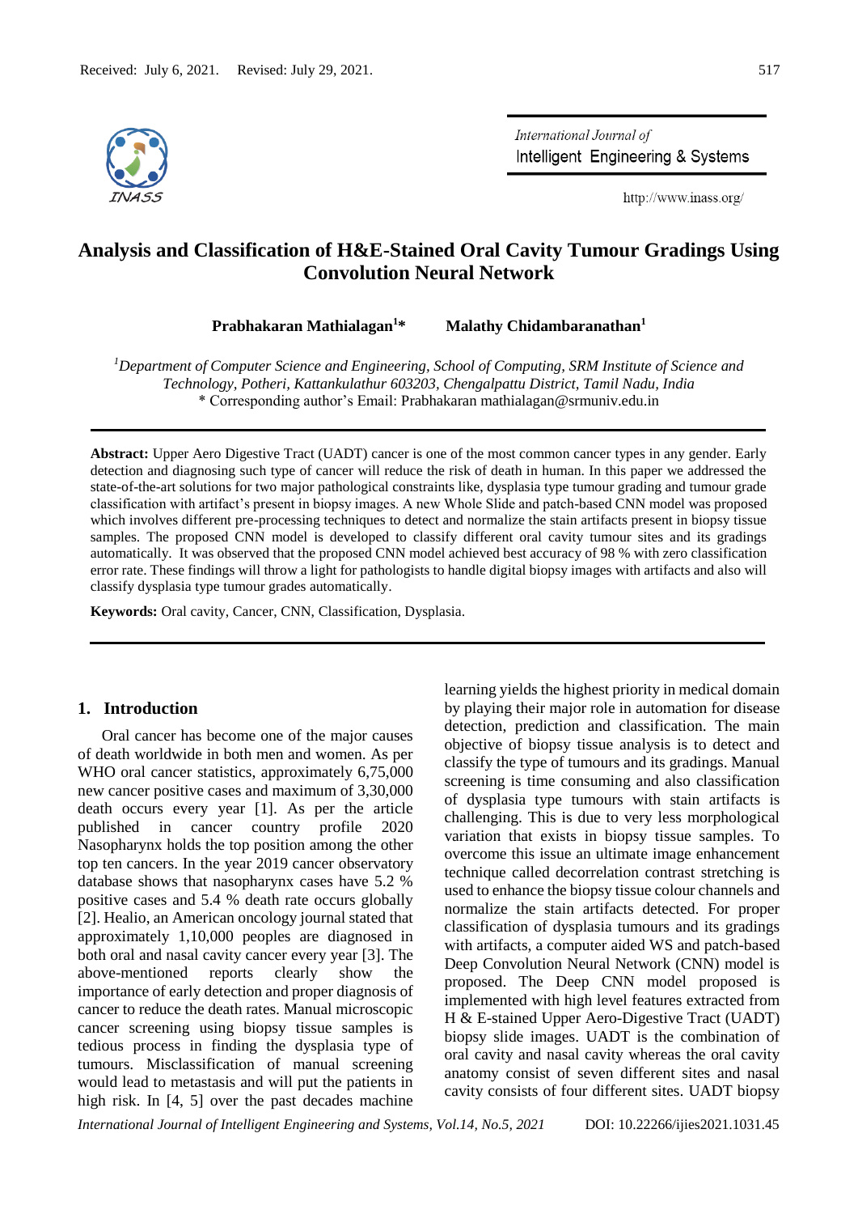Received: July 6, 2021. Revised: July 29, 2021.

# Analysis and Classification of H&E-Stained Oral Cavity Tumour Gradings Using Convolution Neural Network

**Prabhakaran Mathialagan[1]\*** **Malathy Chidambaranathan[1]**

*[1]Department of Computer Science and Engineering, School of Computing, SRM Institute of Science and Technology, Potheri, Kattankulathur 603203, Chengalpattu District, Tamil Nadu, India*
\* Corresponding author's Email: Prabhakaran mathialagan@srmuniv.edu.in

**Abstract:** Upper Aero Digestive Tract (UADT) cancer is one of the most common cancer types in any gender. Early detection and diagnosing such type of cancer will reduce the risk of death in human. In this paper we addressed the state-of-the-art solutions for two major pathological constraints like, dysplasia type tumour grading and tumour grade classification with artifact's present in biopsy images. A new Whole Slide and patch-based CNN model was proposed which involves different pre-processing techniques to detect and normalize the stain artifacts present in biopsy tissue samples. The proposed CNN model is developed to classify different oral cavity tumour sites and its gradings automatically. It was observed that the proposed CNN model achieved best accuracy of 98 % with zero classification error rate. These findings will throw a light for pathologists to handle digital biopsy images with artifacts and also will classify dysplasia type tumour grades automatically.

**Keywords:** Oral cavity, Cancer, CNN, Classification, Dysplasia.

## 1. Introduction

Oral cancer has become one of the major causes of death worldwide in both men and women. As per WHO oral cancer statistics, approximately 6,75,000 new cancer positive cases and maximum of 3,30,000 death occurs every year [1]. As per the article published in cancer country profile 2020 Nasopharynx holds the top position among the other top ten cancers. In the year 2019 cancer observatory database shows that nasopharynx cases have 5.2 % positive cases and 5.4 % death rate occurs globally [2]. Healio, an American oncology journal stated that approximately 1,10,000 peoples are diagnosed in both oral and nasal cavity cancer every year [3]. The above-mentioned reports clearly show the importance of early detection and proper diagnosis of cancer to reduce the death rates. Manual microscopic cancer screening using biopsy tissue samples is tedious process in finding the dysplasia type of tumours. Misclassification of manual screening would lead to metastasis and will put the patients in high risk. In [4, 5] over the past decades machine learning yields the highest priority in medical domain by playing their major role in automation for disease detection, prediction and classification. The main objective of biopsy tissue analysis is to detect and classify the type of tumours and its gradings. Manual screening is time consuming and also classification of dysplasia type tumours with stain artifacts is challenging. This is due to very less morphological variation that exists in biopsy tissue samples. To overcome this issue an ultimate image enhancement technique called decorrelation contrast stretching is used to enhance the biopsy tissue colour channels and normalize the stain artifacts detected. For proper classification of dysplasia tumours and its gradings with artifacts, a computer aided WS and patch-based Deep Convolution Neural Network (CNN) model is proposed. The Deep CNN model proposed is implemented with high level features extracted from H & E-stained Upper Aero-Digestive Tract (UADT) biopsy slide images. UADT is the combination of oral cavity and nasal cavity whereas the oral cavity anatomy consist of seven different sites and nasal cavity consists of four different sites. UADT biopsy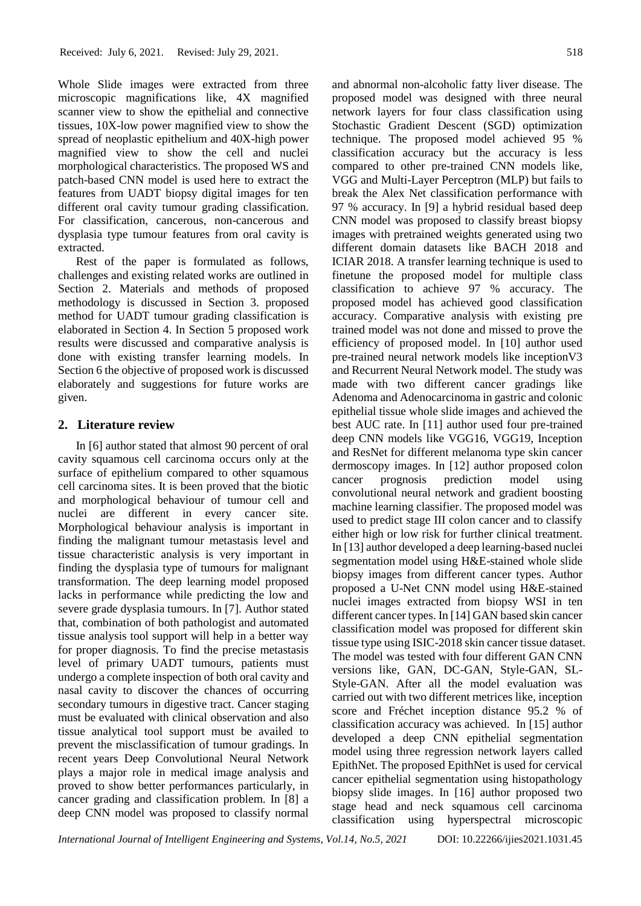Whole Slide images were extracted from three microscopic magnifications like, 4X magnified scanner view to show the epithelial and connective tissues, 10X-low power magnified view to show the spread of neoplastic epithelium and 40X-high power magnified view to show the cell and nuclei morphological characteristics. The proposed WS and patch-based CNN model is used here to extract the features from UADT biopsy digital images for ten different oral cavity tumour grading classification. For classification, cancerous, non-cancerous and dysplasia type tumour features from oral cavity is extracted.

Rest of the paper is formulated as follows, challenges and existing related works are outlined in Section 2. Materials and methods of proposed methodology is discussed in Section 3. proposed method for UADT tumour grading classification is elaborated in Section 4. In Section 5 proposed work results were discussed and comparative analysis is done with existing transfer learning models. In Section 6 the objective of proposed work is discussed elaborately and suggestions for future works are given.

## 2. Literature review

In [6] author stated that almost 90 percent of oral cavity squamous cell carcinoma occurs only at the surface of epithelium compared to other squamous cell carcinoma sites. It is been proved that the biotic and morphological behaviour of tumour cell and nuclei are different in every cancer site. Morphological behaviour analysis is important in finding the malignant tumour metastasis level and tissue characteristic analysis is very important in finding the dysplasia type of tumours for malignant transformation. The deep learning model proposed lacks in performance while predicting the low and severe grade dysplasia tumours. In [7]. Author stated that, combination of both pathologist and automated tissue analysis tool support will help in a better way for proper diagnosis. To find the precise metastasis level of primary UADT tumours, patients must undergo a complete inspection of both oral cavity and nasal cavity to discover the chances of occurring secondary tumours in digestive tract. Cancer staging must be evaluated with clinical observation and also tissue analytical tool support must be availed to prevent the misclassification of tumour gradings. In recent years Deep Convolutional Neural Network plays a major role in medical image analysis and proved to show better performances particularly, in cancer grading and classification problem. In [8] a deep CNN model was proposed to classify normal and abnormal non-alcoholic fatty liver disease. The proposed model was designed with three neural network layers for four class classification using Stochastic Gradient Descent (SGD) optimization technique. The proposed model achieved 95 % classification accuracy but the accuracy is less compared to other pre-trained CNN models like, VGG and Multi-Layer Perceptron (MLP) but fails to break the Alex Net classification performance with 97 % accuracy. In [9] a hybrid residual based deep CNN model was proposed to classify breast biopsy images with pretrained weights generated using two different domain datasets like BACH 2018 and ICIAR 2018. A transfer learning technique is used to finetune the proposed model for multiple class classification to achieve 97 % accuracy. The proposed model has achieved good classification accuracy. Comparative analysis with existing pre trained model was not done and missed to prove the efficiency of proposed model. In [10] author used pre-trained neural network models like inceptionV3 and Recurrent Neural Network model. The study was made with two different cancer gradings like Adenoma and Adenocarcinoma in gastric and colonic epithelial tissue whole slide images and achieved the best AUC rate. In [11] author used four pre-trained deep CNN models like VGG16, VGG19, Inception and ResNet for different melanoma type skin cancer dermoscopy images. In [12] author proposed colon cancer prognosis prediction model using convolutional neural network and gradient boosting machine learning classifier. The proposed model was used to predict stage III colon cancer and to classify either high or low risk for further clinical treatment. In [13] author developed a deep learning-based nuclei segmentation model using H&E-stained whole slide biopsy images from different cancer types. Author proposed a U-Net CNN model using H&E-stained nuclei images extracted from biopsy WSI in ten different cancer types. In [14] GAN based skin cancer classification model was proposed for different skin tissue type using ISIC-2018 skin cancer tissue dataset. The model was tested with four different GAN CNN versions like, GAN, DC-GAN, Style-GAN, SL-Style-GAN. After all the model evaluation was carried out with two different metrices like, inception score and Fréchet inception distance 95.2 % of classification accuracy was achieved. In [15] author developed a deep CNN epithelial segmentation model using three regression network layers called EpithNet. The proposed EpithNet is used for cervical cancer epithelial segmentation using histopathology biopsy slide images. In [16] author proposed two stage head and neck squamous cell carcinoma classification using hyperspectral microscopic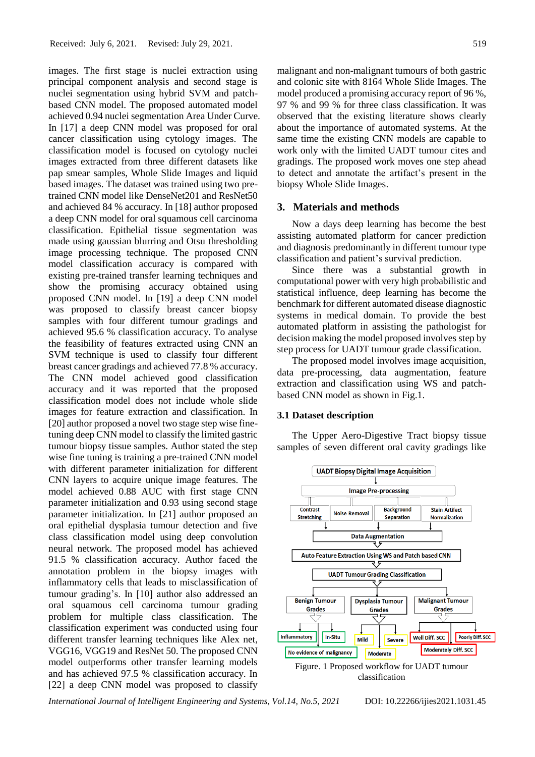images. The first stage is nuclei extraction using principal component analysis and second stage is nuclei segmentation using hybrid SVM and patch-based CNN model. The proposed automated model achieved 0.94 nuclei segmentation Area Under Curve. In [17] a deep CNN model was proposed for oral cancer classification using cytology images. The classification model is focused on cytology nuclei images extracted from three different datasets like pap smear samples, Whole Slide Images and liquid based images. The dataset was trained using two pre-trained CNN model like DenseNet201 and ResNet50 and achieved 84 % accuracy. In [18] author proposed a deep CNN model for oral squamous cell carcinoma classification. Epithelial tissue segmentation was made using gaussian blurring and Otsu thresholding image processing technique. The proposed CNN model classification accuracy is compared with existing pre-trained transfer learning techniques and show the promising accuracy obtained using proposed CNN model. In [19] a deep CNN model was proposed to classify breast cancer biopsy samples with four different tumour gradings and achieved 95.6 % classification accuracy. To analyse the feasibility of features extracted using CNN an SVM technique is used to classify four different breast cancer gradings and achieved 77.8 % accuracy. The CNN model achieved good classification accuracy and it was reported that the proposed classification model does not include whole slide images for feature extraction and classification. In [20] author proposed a novel two stage step wise fine-tuning deep CNN model to classify the limited gastric tumour biopsy tissue samples. Author stated the step wise fine tuning is training a pre-trained CNN model with different parameter initialization for different CNN layers to acquire unique image features. The model achieved 0.88 AUC with first stage CNN parameter initialization and 0.93 using second stage parameter initialization. In [21] author proposed an oral epithelial dysplasia tumour detection and five class classification model using deep convolution neural network. The proposed model has achieved 91.5 % classification accuracy. Author faced the annotation problem in the biopsy images with inflammatory cells that leads to misclassification of tumour grading's. In [10] author also addressed an oral squamous cell carcinoma tumour grading problem for multiple class classification. The classification experiment was conducted using four different transfer learning techniques like Alex net, VGG16, VGG19 and ResNet 50. The proposed CNN model outperforms other transfer learning models and has achieved 97.5 % classification accuracy. In [22] a deep CNN model was proposed to classify malignant and non-malignant tumours of both gastric and colonic site with 8164 Whole Slide Images. The model produced a promising accuracy report of 96 %, 97 % and 99 % for three class classification. It was observed that the existing literature shows clearly about the importance of automated systems. At the same time the existing CNN models are capable to work only with the limited UADT tumour cites and gradings. The proposed work moves one step ahead to detect and annotate the artifact's present in the biopsy Whole Slide Images.

## 3. Materials and methods

Now a days deep learning has become the best assisting automated platform for cancer prediction and diagnosis predominantly in different tumour type classification and patient's survival prediction.

Since there was a substantial growth in computational power with very high probabilistic and statistical influence, deep learning has become the benchmark for different automated disease diagnostic systems in medical domain. To provide the best automated platform in assisting the pathologist for decision making the model proposed involves step by step process for UADT tumour grade classification.

The proposed model involves image acquisition, data pre-processing, data augmentation, feature extraction and classification using WS and patch-based CNN model as shown in Fig.1.

### 3.1 Dataset description

The Upper Aero-Digestive Tract biopsy tissue samples of seven different oral cavity gradings like

UADT Biopsy Digital Image Acquisition → Image Pre-processing (Contrast Stretching, Noise Removal, Background Separation, Stain Artifact Normalization) → Data Augmentation → Auto Feature Extraction Using WS and Patch based CNN → UADT Tumour Grading Classification → Benign Tumour Grades (Inflammatory, In-Situ, No evidence of malignancy); Dysplasia Tumour Grades (Mild, Severe, Moderate); Malignant Tumour Grades (Well Diff. SCC, Poorly Diff. SCC, Moderately Diff. SCC)

Figure. 1 Proposed workflow for UADT tumour classification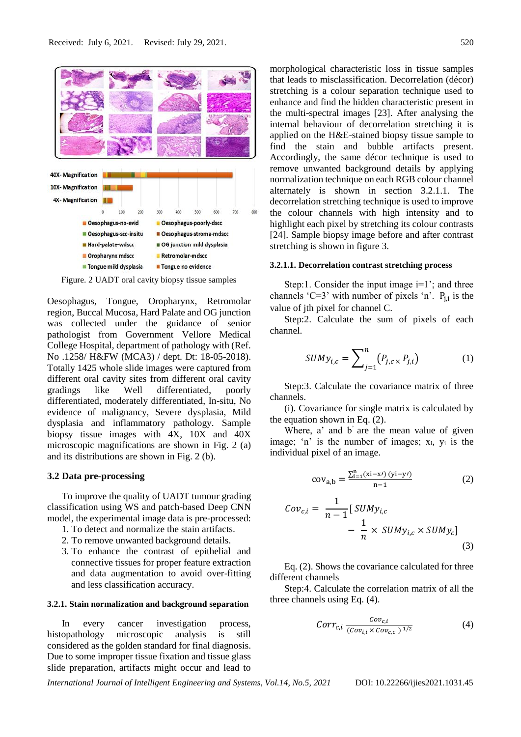Figure. 2 UADT oral cavity biopsy tissue samples

Oesophagus, Tongue, Oropharynx, Retromolar region, Buccal Mucosa, Hard Palate and OG junction was collected under the guidance of senior pathologist from Government Vellore Medical College Hospital, department of pathology with (Ref. No .1258/ H&FW (MCA3) / dept. Dt: 18-05-2018). Totally 1425 whole slide images were captured from different oral cavity sites from different oral cavity gradings like Well differentiated, poorly differentiated, moderately differentiated, In-situ, No evidence of malignancy, Severe dysplasia, Mild dysplasia and inflammatory pathology. Sample biopsy tissue images with 4X, 10X and 40X microscopic magnifications are shown in Fig. 2 (a) and its distributions are shown in Fig. 2 (b).

### 3.2 Data pre-processing

To improve the quality of UADT tumour grading classification using WS and patch-based Deep CNN model, the experimental image data is pre-processed:

1. To detect and normalize the stain artifacts.
2. To remove unwanted background details.
3. To enhance the contrast of epithelial and connective tissues for proper feature extraction and data augmentation to avoid over-fitting and less classification accuracy.

#### 3.2.1. Stain normalization and background separation

In every cancer investigation process, histopathology microscopic analysis is still considered as the golden standard for final diagnosis. Due to some improper tissue fixation and tissue glass slide preparation, artifacts might occur and lead to morphological characteristic loss in tissue samples that leads to misclassification. Decorrelation (décor) stretching is a colour separation technique used to enhance and find the hidden characteristic present in the multi-spectral images [23]. After analysing the internal behaviour of decorrelation stretching it is applied on the H&E-stained biopsy tissue sample to find the stain and bubble artifacts present. Accordingly, the same décor technique is used to remove unwanted background details by applying normalization technique on each RGB colour channel alternately is shown in section 3.2.1.1. The decorrelation stretching technique is used to improve the colour channels with high intensity and to highlight each pixel by stretching its colour contrasts [24]. Sample biopsy image before and after contrast stretching is shown in figure 3.

##### 3.2.1.1. Decorrelation contrast stretching process

Step:1. Consider the input image i=1'; and three channels 'C=3' with number of pixels 'n'. $P_{j,i}$ is the value of jth pixel for channel C.

Step:2. Calculate the sum of pixels of each channel.

$$SUMy_{i,c} = \sum_{j=1}^{n} (P_{j,c} \times P_{j,i}) \tag{1}$$

Step:3. Calculate the covariance matrix of three channels.

(i). Covariance for single matrix is calculated by the equation shown in Eq. (2).

Where, a' and b' are the mean value of given image; 'n' is the number of images; $x_i$, $y_i$ is the individual pixel of an image.

$$\mathrm{cov}_{a,b} = \frac{\sum_{i=1}^{n}(x_i - x')(y_i - y')}{n-1} \tag{2}$$

$$Cov_{c,i} = \frac{1}{n-1}\left[SUMy_{i,c} - \frac{1}{n} \times SUMy_{i,c} \times SUMy_c\right] \tag{3}$$

Eq. (2). Shows the covariance calculated for three different channels

Step:4. Calculate the correlation matrix of all the three channels using Eq. (4).

$$Corr_{c,i} \frac{Cov_{c,i}}{(Cov_{i,i} \times Cov_{c,c})^{1/2}} \tag{4}$$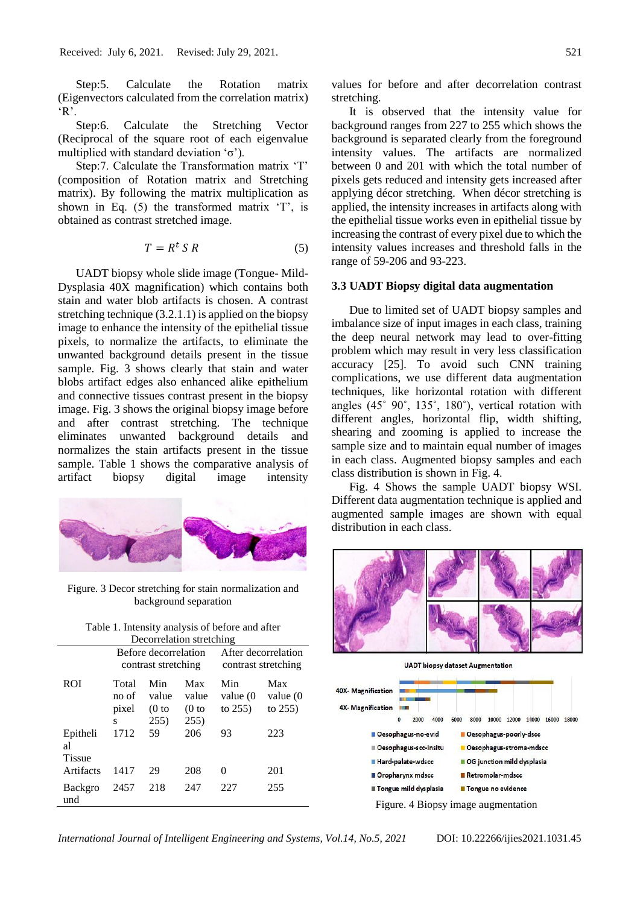Step:5. Calculate the Rotation matrix (Eigenvectors calculated from the correlation matrix) 'R'.

Step:6. Calculate the Stretching Vector (Reciprocal of the square root of each eigenvalue multiplied with standard deviation 'σ').

Step:7. Calculate the Transformation matrix 'T' (composition of Rotation matrix and Stretching matrix). By following the matrix multiplication as shown in Eq. (5) the transformed matrix 'T', is obtained as contrast stretched image.

$$T = R^t S R \tag{5}$$

UADT biopsy whole slide image (Tongue- Mild-Dysplasia 40X magnification) which contains both stain and water blob artifacts is chosen. A contrast stretching technique (3.2.1.1) is applied on the biopsy image to enhance the intensity of the epithelial tissue pixels, to normalize the artifacts, to eliminate the unwanted background details present in the tissue sample. Fig. 3 shows clearly that stain and water blobs artifact edges also enhanced alike epithelium and connective tissues contrast present in the biopsy image. Fig. 3 shows the original biopsy image before and after contrast stretching. The technique eliminates unwanted background details and normalizes the stain artifacts present in the tissue sample. Table 1 shows the comparative analysis of artifact biopsy digital image intensity values for before and after decorrelation contrast stretching.

Figure. 3 Decor stretching for stain normalization and background separation

Table 1. Intensity analysis of before and after Decorrelation stretching

| ROI | Before decorrelation contrast stretching | | | After decorrelation contrast stretching | |
|---|---|---|---|---|---|
| | Total no of pixels | Min value (0 to 255) | Max value (0 to 255) | Min value (0 to 255) | Max value (0 to 255) |
| Epithelial Tissue | 1712 | 59 | 206 | 93 | 223 |
| Artifacts | 1417 | 29 | 208 | 0 | 201 |
| Background | 2457 | 218 | 247 | 227 | 255 |

It is observed that the intensity value for background ranges from 227 to 255 which shows the background is separated clearly from the foreground intensity values. The artifacts are normalized between 0 and 201 with which the total number of pixels gets reduced and intensity gets increased after applying décor stretching. When décor stretching is applied, the intensity increases in artifacts along with the epithelial tissue works even in epithelial tissue by increasing the contrast of every pixel due to which the intensity values increases and threshold falls in the range of 59-206 and 93-223.

### 3.3 UADT Biopsy digital data augmentation

Due to limited set of UADT biopsy samples and imbalance size of input images in each class, training the deep neural network may lead to over-fitting problem which may result in very less classification accuracy [25]. To avoid such CNN training complications, we use different data augmentation techniques, like horizontal rotation with different angles (45˚ 90˚, 135˚, 180˚), vertical rotation with different angles, horizontal flip, width shifting, shearing and zooming is applied to increase the sample size and to maintain equal number of images in each class. Augmented biopsy samples and each class distribution is shown in Fig. 4.

Fig. 4 Shows the sample UADT biopsy WSI. Different data augmentation technique is applied and augmented sample images are shown with equal distribution in each class.

Figure. 4 Biopsy image augmentation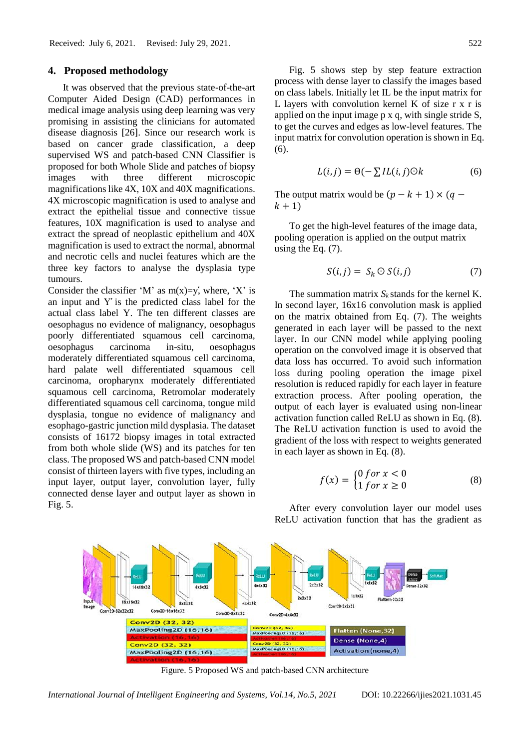## 4. Proposed methodology

It was observed that the previous state-of-the-art Computer Aided Design (CAD) performances in medical image analysis using deep learning was very promising in assisting the clinicians for automated disease diagnosis [26]. Since our research work is based on cancer grade classification, a deep supervised WS and patch-based CNN Classifier is proposed for both Whole Slide and patches of biopsy images with three different microscopic magnifications like 4X, 10X and 40X magnifications. 4X microscopic magnification is used to analyse and extract the epithelial tissue and connective tissue features, 10X magnification is used to analyse and extract the spread of neoplastic epithelium and 40X magnification is used to extract the normal, abnormal and necrotic cells and nuclei features which are the three key factors to analyse the dysplasia type tumours.

Consider the classifier 'M' as m(x)=y′, where, 'X' is an input and Y′ is the predicted class label for the actual class label Y. The ten different classes are oesophagus no evidence of malignancy, oesophagus poorly differentiated squamous cell carcinoma, oesophagus carcinoma in-situ, oesophagus moderately differentiated squamous cell carcinoma, hard palate well differentiated squamous cell carcinoma, oropharynx moderately differentiated squamous cell carcinoma, Retromolar moderately differentiated squamous cell carcinoma, tongue mild dysplasia, tongue no evidence of malignancy and esophago-gastric junction mild dysplasia. The dataset consists of 16172 biopsy images in total extracted from both whole slide (WS) and its patches for ten class. The proposed WS and patch-based CNN model consist of thirteen layers with five types, including an input layer, output layer, convolution layer, fully connected dense layer and output layer as shown in Fig. 5.

Fig. 5 shows step by step feature extraction process with dense layer to classify the images based on class labels. Initially let IL be the input matrix for L layers with convolution kernel K of size r x r is applied on the input image p x q, with single stride S, to get the curves and edges as low-level features. The input matrix for convolution operation is shown in Eq. (6).

$$L(i,j) = \Theta(-\sum IL(i,j) \odot k \qquad (6)$$

The output matrix would be $(p - k + 1) \times (q - k + 1)$

To get the high-level features of the image data, pooling operation is applied on the output matrix using the Eq. (7).

$$S(i,j) = S_k \odot S(i,j) \qquad (7)$$

The summation matrix $S_k$ stands for the kernel K. In second layer, 16x16 convolution mask is applied on the matrix obtained from Eq. (7). The weights generated in each layer will be passed to the next layer. In our CNN model while applying pooling operation on the convolved image it is observed that data loss has occurred. To avoid such information loss during pooling operation the image pixel resolution is reduced rapidly for each layer in feature extraction process. After pooling operation, the output of each layer is evaluated using non-linear activation function called ReLU as shown in Eq. (8). The ReLU activation function is used to avoid the gradient of the loss with respect to weights generated in each layer as shown in Eq. (8).

$$f(x) = \begin{cases} 0 \; for \; x < 0 \\ 1 \; for \; x \geq 0 \end{cases} \qquad (8)$$

After every convolution layer our model uses ReLU activation function that has the gradient as

Figure. 5 Proposed WS and patch-based CNN architecture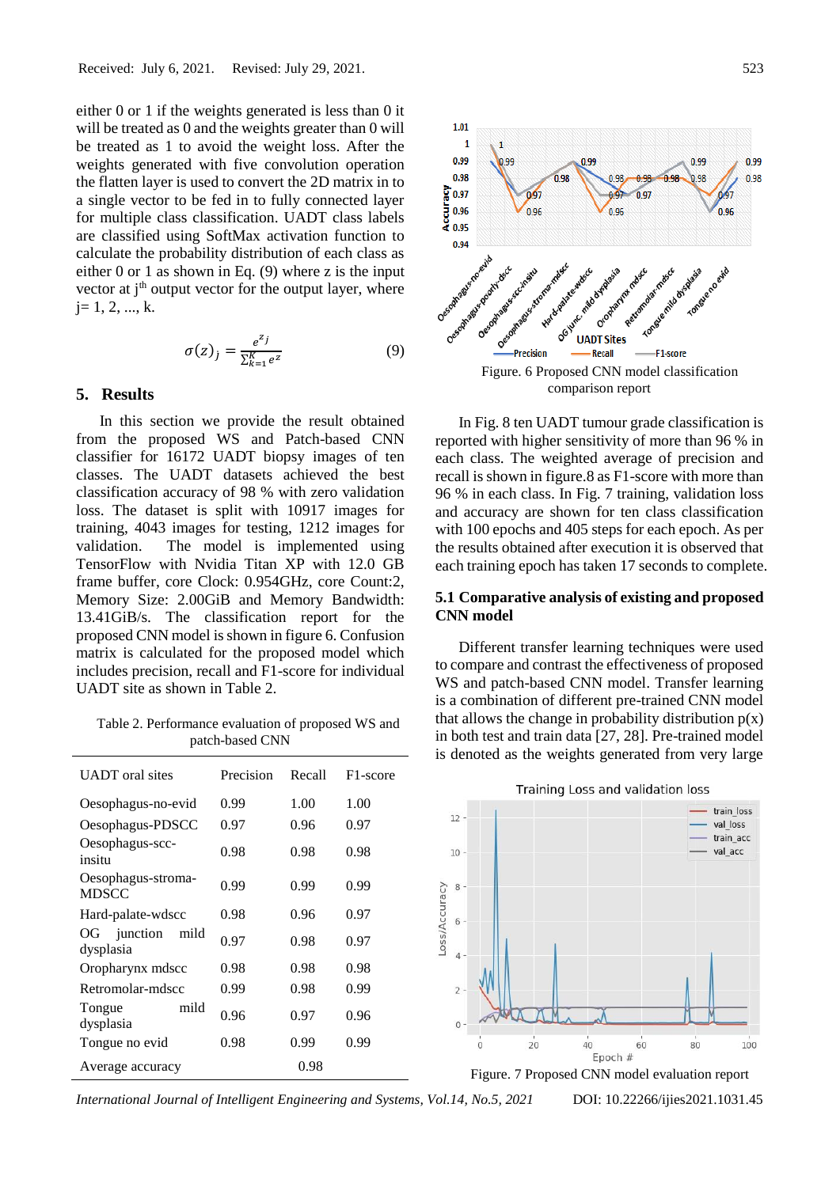either 0 or 1 if the weights generated is less than 0 it will be treated as 0 and the weights greater than 0 will be treated as 1 to avoid the weight loss. After the weights generated with five convolution operation the flatten layer is used to convert the 2D matrix in to a single vector to be fed in to fully connected layer for multiple class classification. UADT class labels are classified using SoftMax activation function to calculate the probability distribution of each class as either 0 or 1 as shown in Eq. (9) where z is the input vector at $j^{th}$ output vector for the output layer, where j= 1, 2, ..., k.

$$\sigma(z)_j = \frac{e^{z_j}}{\sum_{k=1}^{K} e^{z}} \tag{9}$$

## 5. Results

In this section we provide the result obtained from the proposed WS and Patch-based CNN classifier for 16172 UADT biopsy images of ten classes. The UADT datasets achieved the best classification accuracy of 98 % with zero validation loss. The dataset is split with 10917 images for training, 4043 images for testing, 1212 images for validation. The model is implemented using TensorFlow with Nvidia Titan XP with 12.0 GB frame buffer, core Clock: 0.954GHz, core Count:2, Memory Size: 2.00GiB and Memory Bandwidth: 13.41GiB/s. The classification report for the proposed CNN model is shown in figure 6. Confusion matrix is calculated for the proposed model which includes precision, recall and F1-score for individual UADT site as shown in Table 2.

Table 2. Performance evaluation of proposed WS and patch-based CNN

| UADT oral sites | Precision | Recall | F1-score |
|---|---|---|---|
| Oesophagus-no-evid | 0.99 | 1.00 | 1.00 |
| Oesophagus-PDSCC | 0.97 | 0.96 | 0.97 |
| Oesophagus-scc-insitu | 0.98 | 0.98 | 0.98 |
| Oesophagus-stroma-MDSCC | 0.99 | 0.99 | 0.99 |
| Hard-palate-wdscc | 0.98 | 0.96 | 0.97 |
| OG junction mild dysplasia | 0.97 | 0.98 | 0.97 |
| Oropharynx mdscc | 0.98 | 0.98 | 0.98 |
| Retromolar-mdscc | 0.99 | 0.98 | 0.99 |
| Tongue mild dysplasia | 0.96 | 0.97 | 0.96 |
| Tongue no evid | 0.98 | 0.99 | 0.99 |
| Average accuracy | | 0.98 | |

Figure. 6 Proposed CNN model classification comparison report

In Fig. 8 ten UADT tumour grade classification is reported with higher sensitivity of more than 96 % in each class. The weighted average of precision and recall is shown in figure.8 as F1-score with more than 96 % in each class. In Fig. 7 training, validation loss and accuracy are shown for ten class classification with 100 epochs and 405 steps for each epoch. As per the results obtained after execution it is observed that each training epoch has taken 17 seconds to complete.

### 5.1 Comparative analysis of existing and proposed CNN model

Different transfer learning techniques were used to compare and contrast the effectiveness of proposed WS and patch-based CNN model. Transfer learning is a combination of different pre-trained CNN model that allows the change in probability distribution p(x) in both test and train data [27, 28]. Pre-trained model is denoted as the weights generated from very large

Figure. 7 Proposed CNN model evaluation report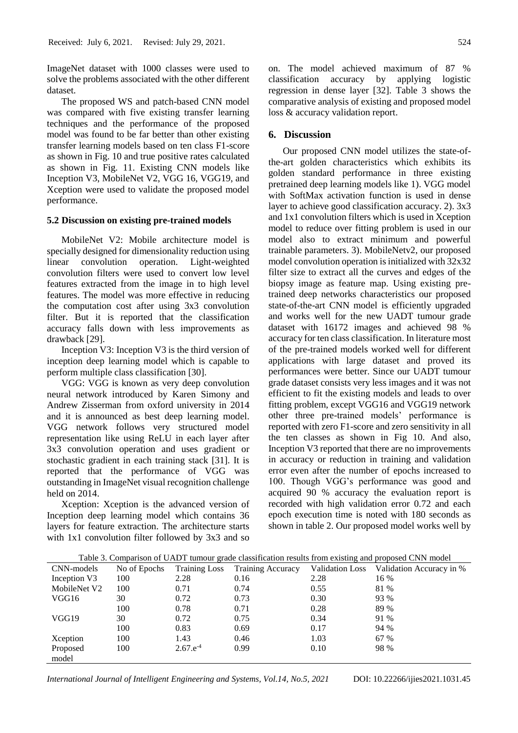ImageNet dataset with 1000 classes were used to solve the problems associated with the other different dataset.

The proposed WS and patch-based CNN model was compared with five existing transfer learning techniques and the performance of the proposed model was found to be far better than other existing transfer learning models based on ten class F1-score as shown in Fig. 10 and true positive rates calculated as shown in Fig. 11. Existing CNN models like Inception V3, MobileNet V2, VGG 16, VGG19, and Xception were used to validate the proposed model performance.

### 5.2 Discussion on existing pre-trained models

MobileNet V2: Mobile architecture model is specially designed for dimensionality reduction using linear convolution operation. Light-weighted convolution filters were used to convert low level features extracted from the image in to high level features. The model was more effective in reducing the computation cost after using 3x3 convolution filter. But it is reported that the classification accuracy falls down with less improvements as drawback [29].

Inception V3: Inception V3 is the third version of inception deep learning model which is capable to perform multiple class classification [30].

VGG: VGG is known as very deep convolution neural network introduced by Karen Simony and Andrew Zisserman from oxford university in 2014 and it is announced as best deep learning model. VGG network follows very structured model representation like using ReLU in each layer after 3x3 convolution operation and uses gradient or stochastic gradient in each training stack [31]. It is reported that the performance of VGG was outstanding in ImageNet visual recognition challenge held on 2014.

Xception: Xception is the advanced version of Inception deep learning model which contains 36 layers for feature extraction. The architecture starts with 1x1 convolution filter followed by 3x3 and so on. The model achieved maximum of 87 % classification accuracy by applying logistic regression in dense layer [32]. Table 3 shows the comparative analysis of existing and proposed model loss & accuracy validation report.

## 6. Discussion

Our proposed CNN model utilizes the state-of-the-art golden characteristics which exhibits its golden standard performance in three existing pretrained deep learning models like 1). VGG model with SoftMax activation function is used in dense layer to achieve good classification accuracy. 2). 3x3 and 1x1 convolution filters which is used in Xception model to reduce over fitting problem is used in our model also to extract minimum and powerful trainable parameters. 3). MobileNetv2, our proposed model convolution operation is initialized with 32x32 filter size to extract all the curves and edges of the biopsy image as feature map. Using existing pre-trained deep networks characteristics our proposed state-of-the-art CNN model is efficiently upgraded and works well for the new UADT tumour grade dataset with 16172 images and achieved 98 % accuracy for ten class classification. In literature most of the pre-trained models worked well for different applications with large dataset and proved its performances were better. Since our UADT tumour grade dataset consists very less images and it was not efficient to fit the existing models and leads to over fitting problem, except VGG16 and VGG19 network other three pre-trained models' performance is reported with zero F1-score and zero sensitivity in all the ten classes as shown in Fig 10. And also, Inception V3 reported that there are no improvements in accuracy or reduction in training and validation error even after the number of epochs increased to 100. Though VGG's performance was good and acquired 90 % accuracy the evaluation report is recorded with high validation error 0.72 and each epoch execution time is noted with 180 seconds as shown in table 2. Our proposed model works well by

Table 3. Comparison of UADT tumour grade classification results from existing and proposed CNN model

| CNN-models | No of Epochs | Training Loss | Training Accuracy | Validation Loss | Validation Accuracy in % |
|---|---|---|---|---|---|
| Inception V3 | 100 | 2.28 | 0.16 | 2.28 | 16 % |
| MobileNet V2 | 100 | 0.71 | 0.74 | 0.55 | 81 % |
| VGG16 | 30 | 0.72 | 0.73 | 0.30 | 93 % |
| | 100 | 0.78 | 0.71 | 0.28 | 89 % |
| VGG19 | 30 | 0.72 | 0.75 | 0.34 | 91 % |
| | 100 | 0.83 | 0.69 | 0.17 | 94 % |
| Xception | 100 | 1.43 | 0.46 | 1.03 | 67 % |
| Proposed model | 100 | $2.67.e^{-4}$ | 0.99 | 0.10 | 98 % |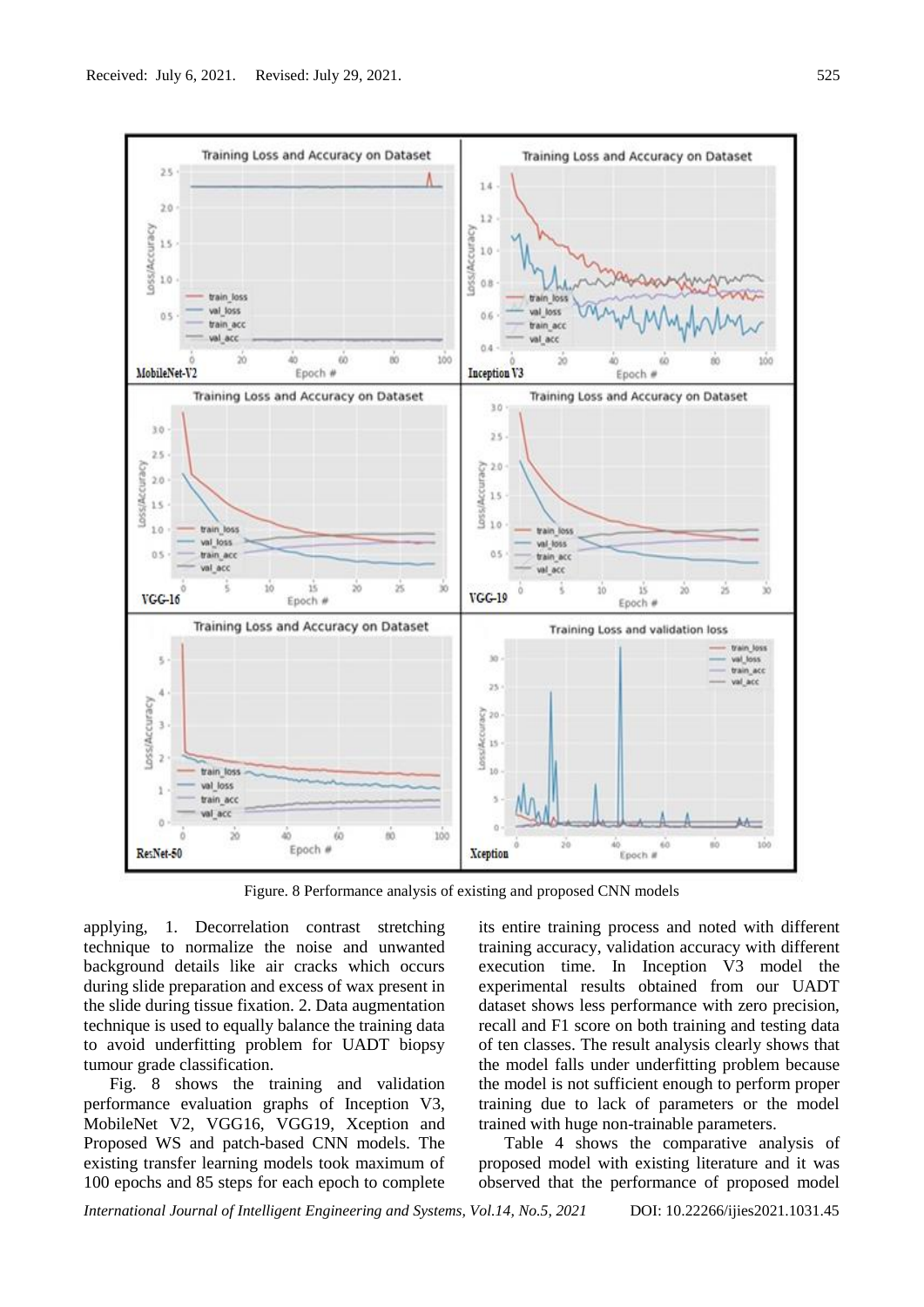Figure. 8 Performance analysis of existing and proposed CNN models

applying, 1. Decorrelation contrast stretching technique to normalize the noise and unwanted background details like air cracks which occurs during slide preparation and excess of wax present in the slide during tissue fixation. 2. Data augmentation technique is used to equally balance the training data to avoid underfitting problem for UADT biopsy tumour grade classification.

Fig. 8 shows the training and validation performance evaluation graphs of Inception V3, MobileNet V2, VGG16, VGG19, Xception and Proposed WS and patch-based CNN models. The existing transfer learning models took maximum of 100 epochs and 85 steps for each epoch to complete its entire training process and noted with different training accuracy, validation accuracy with different execution time. In Inception V3 model the experimental results obtained from our UADT dataset shows less performance with zero precision, recall and F1 score on both training and testing data of ten classes. The result analysis clearly shows that the model falls under underfitting problem because the model is not sufficient enough to perform proper training due to lack of parameters or the model trained with huge non-trainable parameters.

Table 4 shows the comparative analysis of proposed model with existing literature and it was observed that the performance of proposed model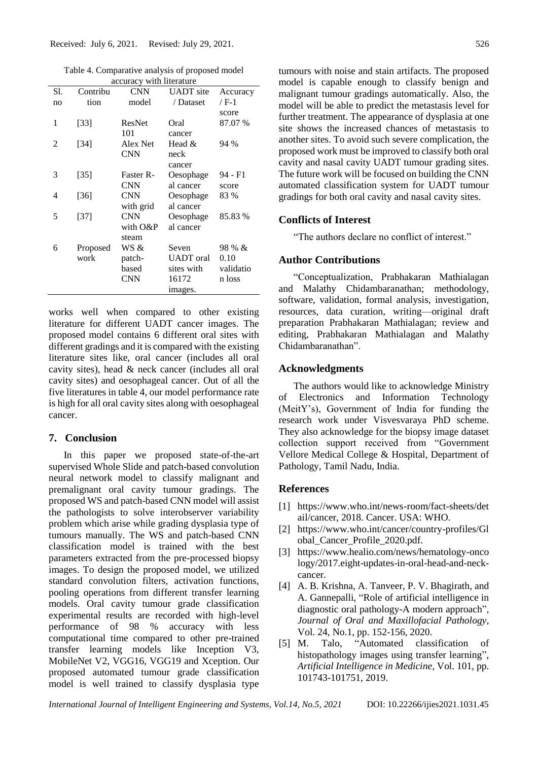Table 4. Comparative analysis of proposed model accuracy with literature

| Sl. no | Contribution | CNN model | UADT site / Dataset | Accuracy / F-1 score |
|---|---|---|---|---|
| 1 | [33] | ResNet 101 | Oral cancer | 87.07 % |
| 2 | [34] | Alex Net CNN | Head & neck cancer | 94 % |
| 3 | [35] | Faster R-CNN | Oesophageal cancer | 94 - F1 score |
| 4 | [36] | CNN with grid | Oesophageal cancer | 83 % |
| 5 | [37] | CNN with O&P steam | Oesophageal cancer | 85.83 % |
| 6 | Proposed work | WS & patch-based CNN | Seven UADT oral sites with 16172 images. | 98 % & 0.10 validation loss |

works well when compared to other existing literature for different UADT cancer images. The proposed model contains 6 different oral sites with different gradings and it is compared with the existing literature sites like, oral cancer (includes all oral cavity sites), head & neck cancer (includes all oral cavity sites) and oesophageal cancer. Out of all the five literatures in table 4, our model performance rate is high for all oral cavity sites along with oesophageal cancer.

## 7. Conclusion

In this paper we proposed state-of-the-art supervised Whole Slide and patch-based convolution neural network model to classify malignant and premalignant oral cavity tumour gradings. The proposed WS and patch-based CNN model will assist the pathologists to solve interobserver variability problem which arise while grading dysplasia type of tumours manually. The WS and patch-based CNN classification model is trained with the best parameters extracted from the pre-processed biopsy images. To design the proposed model, we utilized standard convolution filters, activation functions, pooling operations from different transfer learning models. Oral cavity tumour grade classification experimental results are recorded with high-level performance of 98 % accuracy with less computational time compared to other pre-trained transfer learning models like Inception V3, MobileNet V2, VGG16, VGG19 and Xception. Our proposed automated tumour grade classification model is well trained to classify dysplasia type tumours with noise and stain artifacts. The proposed model is capable enough to classify benign and malignant tumour gradings automatically. Also, the model will be able to predict the metastasis level for further treatment. The appearance of dysplasia at one site shows the increased chances of metastasis to another sites. To avoid such severe complication, the proposed work must be improved to classify both oral cavity and nasal cavity UADT tumour grading sites. The future work will be focused on building the CNN automated classification system for UADT tumour gradings for both oral cavity and nasal cavity sites.

## Conflicts of Interest

"The authors declare no conflict of interest."

## Author Contributions

"Conceptualization, Prabhakaran Mathialagan and Malathy Chidambaranathan; methodology, software, validation, formal analysis, investigation, resources, data curation, writing—original draft preparation Prabhakaran Mathialagan; review and editing, Prabhakaran Mathialagan and Malathy Chidambaranathan".

## Acknowledgments

The authors would like to acknowledge Ministry of Electronics and Information Technology (MeitY's), Government of India for funding the research work under Visvesvaraya PhD scheme. They also acknowledge for the biopsy image dataset collection support received from "Government Vellore Medical College & Hospital, Department of Pathology, Tamil Nadu, India.

## References

[1] https://www.who.int/news-room/fact-sheets/detail/cancer, 2018. Cancer. USA: WHO.

[2] https://www.who.int/cancer/country-profiles/Global_Cancer_Profile_2020.pdf.

[3] https://www.healio.com/news/hematology-oncology/2017.eight-updates-in-oral-head-and-neck-cancer.

[4] A. B. Krishna, A. Tanveer, P. V. Bhagirath, and A. Gannepalli, "Role of artificial intelligence in diagnostic oral pathology-A modern approach", *Journal of Oral and Maxillofacial Pathology*, Vol. 24, No.1, pp. 152-156, 2020.

[5] M. Talo, "Automated classification of histopathology images using transfer learning", *Artificial Intelligence in Medicine*, Vol. 101, pp. 101743-101751, 2019.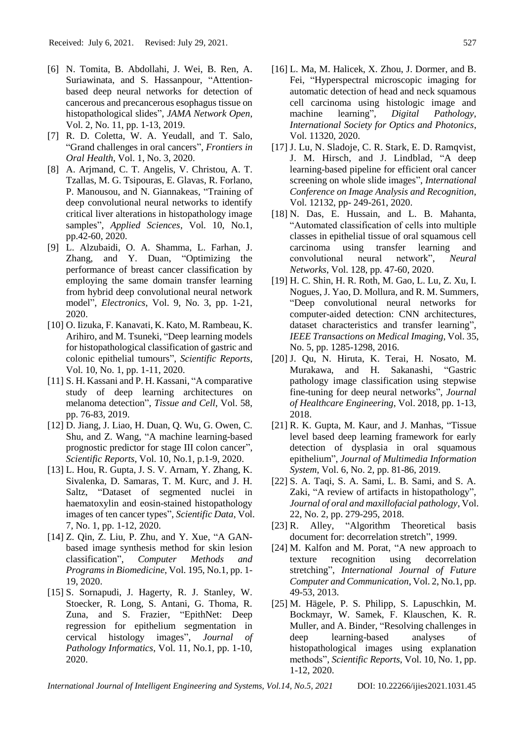[6] N. Tomita, B. Abdollahi, J. Wei, B. Ren, A. Suriawinata, and S. Hassanpour, "Attention-based deep neural networks for detection of cancerous and precancerous esophagus tissue on histopathological slides", *JAMA Network Open*, Vol. 2, No. 11, pp. 1-13, 2019.

[7] R. D. Coletta, W. A. Yeudall, and T. Salo, "Grand challenges in oral cancers", *Frontiers in Oral Health*, Vol. 1, No. 3, 2020.

[8] A. Arjmand, C. T. Angelis, V. Christou, A. T. Tzallas, M. G. Tsipouras, E. Glavas, R. Forlano, P. Manousou, and N. Giannakeas, "Training of deep convolutional neural networks to identify critical liver alterations in histopathology image samples", *Applied Sciences*, Vol. 10, No.1, pp.42-60, 2020.

[9] L. Alzubaidi, O. A. Shamma, L. Farhan, J. Zhang, and Y. Duan, "Optimizing the performance of breast cancer classification by employing the same domain transfer learning from hybrid deep convolutional neural network model", *Electronics*, Vol. 9, No. 3, pp. 1-21, 2020.

[10] O. Iizuka, F. Kanavati, K. Kato, M. Rambeau, K. Arihiro, and M. Tsuneki, "Deep learning models for histopathological classification of gastric and colonic epithelial tumours", *Scientific Reports*, Vol. 10, No. 1, pp. 1-11, 2020.

[11] S. H. Kassani and P. H. Kassani, "A comparative study of deep learning architectures on melanoma detection", *Tissue and Cell*, Vol. 58, pp. 76-83, 2019.

[12] D. Jiang, J. Liao, H. Duan, Q. Wu, G. Owen, C. Shu, and Z. Wang, "A machine learning-based prognostic predictor for stage III colon cancer", *Scientific Reports*, Vol. 10, No.1, p.1-9, 2020.

[13] L. Hou, R. Gupta, J. S. V. Arnam, Y. Zhang, K. Sivalenka, D. Samaras, T. M. Kurc, and J. H. Saltz, "Dataset of segmented nuclei in haematoxylin and eosin-stained histopathology images of ten cancer types", *Scientific Data*, Vol. 7, No. 1, pp. 1-12, 2020.

[14] Z. Qin, Z. Liu, P. Zhu, and Y. Xue, "A GAN-based image synthesis method for skin lesion classification", *Computer Methods and Programs in Biomedicine*, Vol. 195, No.1, pp. 1-19, 2020.

[15] S. Sornapudi, J. Hagerty, R. J. Stanley, W. Stoecker, R. Long, S. Antani, G. Thoma, R. Zuna, and S. Frazier, "EpithNet: Deep regression for epithelium segmentation in cervical histology images", *Journal of Pathology Informatics*, Vol. 11, No.1, pp. 1-10, 2020.

[16] L. Ma, M. Halicek, X. Zhou, J. Dormer, and B. Fei, "Hyperspectral microscopic imaging for automatic detection of head and neck squamous cell carcinoma using histologic image and machine learning", *Digital Pathology, International Society for Optics and Photonics*, Vol. 11320, 2020.

[17] J. Lu, N. Sladoje, C. R. Stark, E. D. Ramqvist, J. M. Hirsch, and J. Lindblad, "A deep learning-based pipeline for efficient oral cancer screening on whole slide images", *International Conference on Image Analysis and Recognition*, Vol. 12132, pp- 249-261, 2020.

[18] N. Das, E. Hussain, and L. B. Mahanta, "Automated classification of cells into multiple classes in epithelial tissue of oral squamous cell carcinoma using transfer learning and convolutional neural network", *Neural Networks*, Vol. 128, pp. 47-60, 2020.

[19] H. C. Shin, H. R. Roth, M. Gao, L. Lu, Z. Xu, I. Nogues, J. Yao, D. Mollura, and R. M. Summers, "Deep convolutional neural networks for computer-aided detection: CNN architectures, dataset characteristics and transfer learning", *IEEE Transactions on Medical Imaging*, Vol. 35, No. 5, pp. 1285-1298, 2016.

[20] J. Qu, N. Hiruta, K. Terai, H. Nosato, M. Murakawa, and H. Sakanashi, "Gastric pathology image classification using stepwise fine-tuning for deep neural networks", *Journal of Healthcare Engineering*, Vol. 2018, pp. 1-13, 2018.

[21] R. K. Gupta, M. Kaur, and J. Manhas, "Tissue level based deep learning framework for early detection of dysplasia in oral squamous epithelium", *Journal of Multimedia Information System*, Vol. 6, No. 2, pp. 81-86, 2019.

[22] S. A. Taqi, S. A. Sami, L. B. Sami, and S. A. Zaki, "A review of artifacts in histopathology", *Journal of oral and maxillofacial pathology*, Vol. 22, No. 2, pp. 279-295, 2018.

[23] R. Alley, "Algorithm Theoretical basis document for: decorrelation stretch", 1999.

[24] M. Kalfon and M. Porat, "A new approach to texture recognition using decorrelation stretching", *International Journal of Future Computer and Communication*, Vol. 2, No.1, pp. 49-53, 2013.

[25] M. Hägele, P. S. Philipp, S. Lapuschkin, M. Bockmayr, W. Samek, F. Klauschen, K. R. Muller, and A. Binder, "Resolving challenges in deep learning-based analyses of histopathological images using explanation methods", *Scientific Reports*, Vol. 10, No. 1, pp. 1-12, 2020.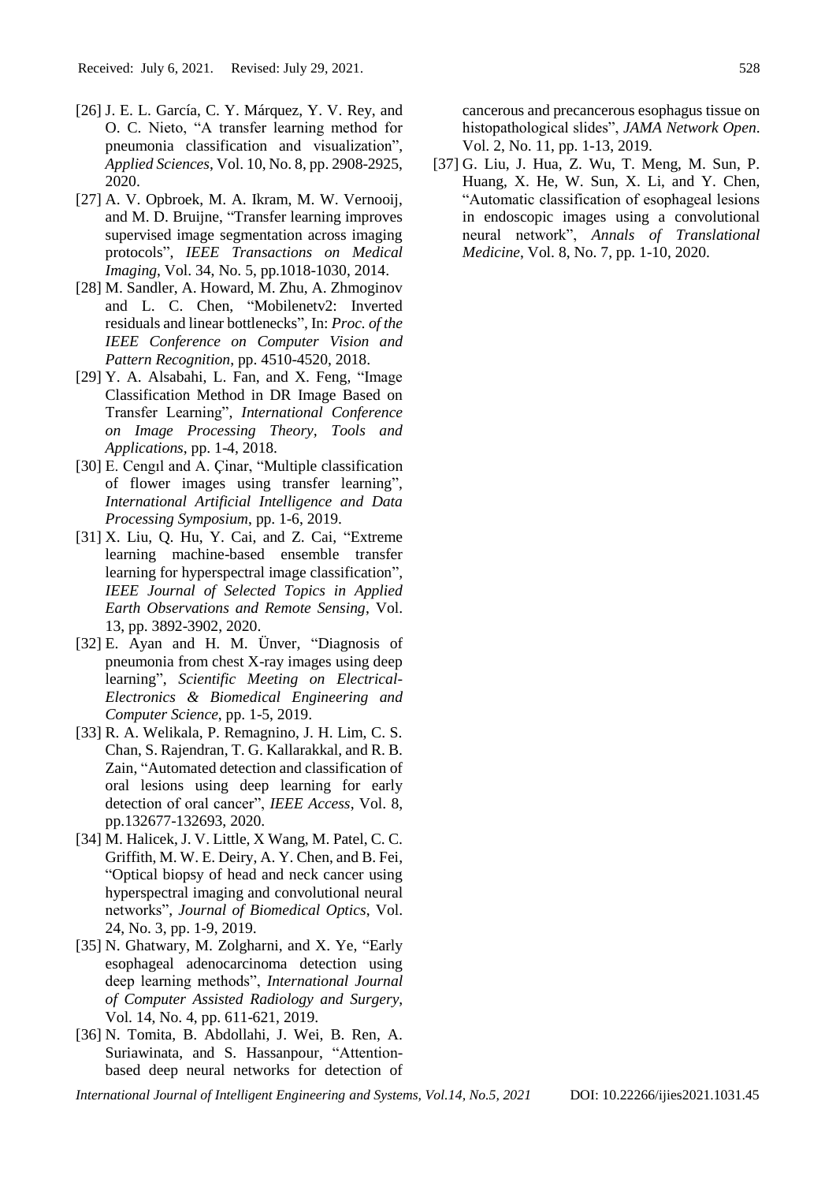[26] J. E. L. García, C. Y. Márquez, Y. V. Rey, and O. C. Nieto, "A transfer learning method for pneumonia classification and visualization", *Applied Sciences*, Vol. 10, No. 8, pp. 2908-2925, 2020.

[27] A. V. Opbroek, M. A. Ikram, M. W. Vernooij, and M. D. Bruijne, "Transfer learning improves supervised image segmentation across imaging protocols", *IEEE Transactions on Medical Imaging*, Vol. 34, No. 5, pp.1018-1030, 2014.

[28] M. Sandler, A. Howard, M. Zhu, A. Zhmoginov and L. C. Chen, "Mobilenetv2: Inverted residuals and linear bottlenecks", In: *Proc. of the IEEE Conference on Computer Vision and Pattern Recognition*, pp. 4510-4520, 2018.

[29] Y. A. Alsabahi, L. Fan, and X. Feng, "Image Classification Method in DR Image Based on Transfer Learning", *International Conference on Image Processing Theory, Tools and Applications*, pp. 1-4, 2018.

[30] E. Cengıl and A. Çinar, "Multiple classification of flower images using transfer learning", *International Artificial Intelligence and Data Processing Symposium*, pp. 1-6, 2019.

[31] X. Liu, Q. Hu, Y. Cai, and Z. Cai, "Extreme learning machine-based ensemble transfer learning for hyperspectral image classification", *IEEE Journal of Selected Topics in Applied Earth Observations and Remote Sensing*, Vol. 13, pp. 3892-3902, 2020.

[32] E. Ayan and H. M. Ünver, "Diagnosis of pneumonia from chest X-ray images using deep learning", *Scientific Meeting on Electrical-Electronics & Biomedical Engineering and Computer Science*, pp. 1-5, 2019.

[33] R. A. Welikala, P. Remagnino, J. H. Lim, C. S. Chan, S. Rajendran, T. G. Kallarakkal, and R. B. Zain, "Automated detection and classification of oral lesions using deep learning for early detection of oral cancer", *IEEE Access*, Vol. 8, pp.132677-132693, 2020.

[34] M. Halicek, J. V. Little, X Wang, M. Patel, C. C. Griffith, M. W. E. Deiry, A. Y. Chen, and B. Fei, "Optical biopsy of head and neck cancer using hyperspectral imaging and convolutional neural networks", *Journal of Biomedical Optics*, Vol. 24, No. 3, pp. 1-9, 2019.

[35] N. Ghatwary, M. Zolgharni, and X. Ye, "Early esophageal adenocarcinoma detection using deep learning methods", *International Journal of Computer Assisted Radiology and Surgery*, Vol. 14, No. 4, pp. 611-621, 2019.

[36] N. Tomita, B. Abdollahi, J. Wei, B. Ren, A. Suriawinata, and S. Hassanpour, "Attention-based deep neural networks for detection of cancerous and precancerous esophagus tissue on histopathological slides", *JAMA Network Open*. Vol. 2, No. 11, pp. 1-13, 2019.

[37] G. Liu, J. Hua, Z. Wu, T. Meng, M. Sun, P. Huang, X. He, W. Sun, X. Li, and Y. Chen, "Automatic classification of esophageal lesions in endoscopic images using a convolutional neural network", *Annals of Translational Medicine*, Vol. 8, No. 7, pp. 1-10, 2020.